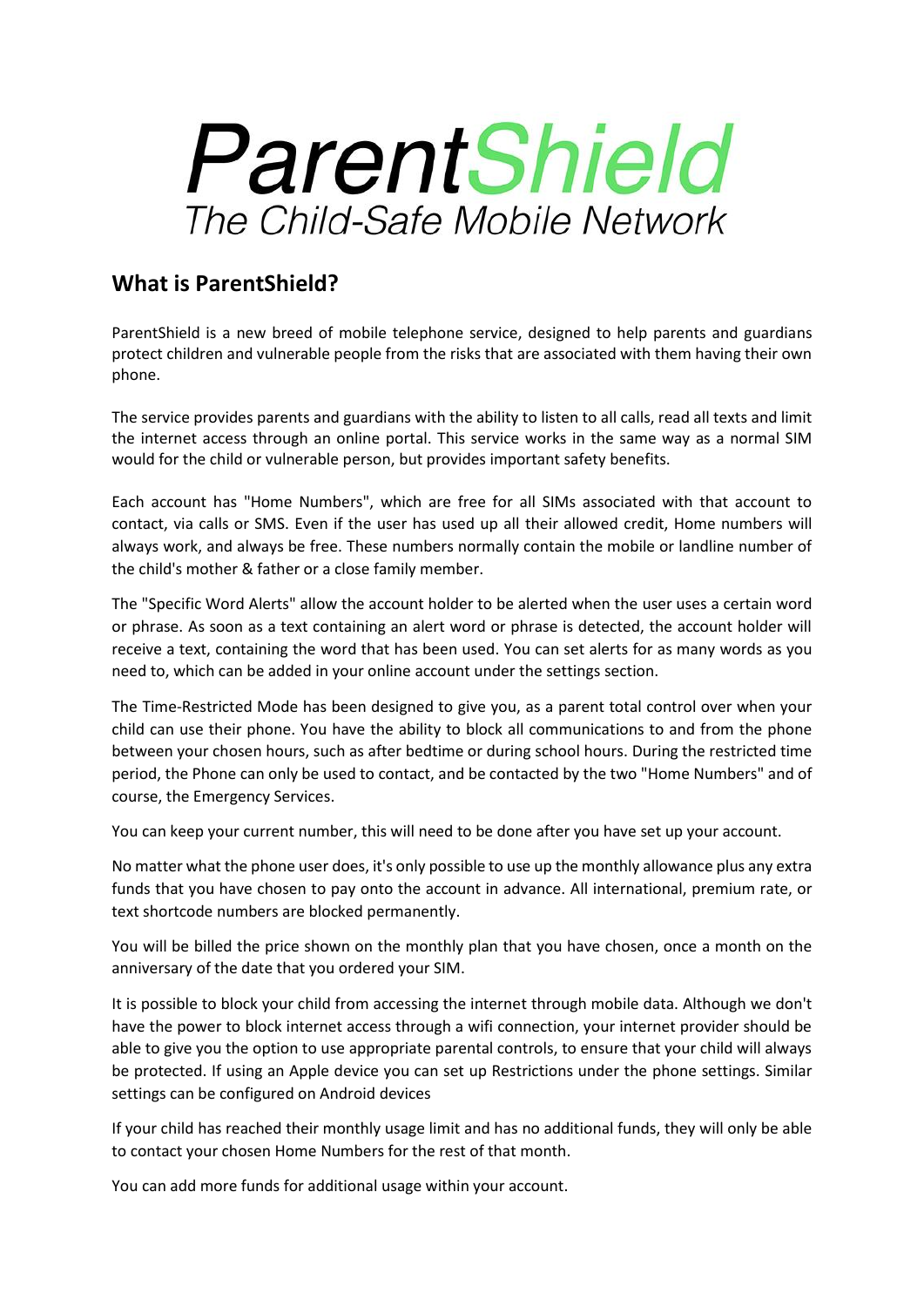# ParentShield

*The Child-Safe Mobile Network*

## What is ParentShield?

ParentShield is a new breed of mobile telephone service, designed to help parents and guardians protect children and vulnerable people from the risks that are associated with them having their own phone.

The service provides parents and guardians with the ability to listen to all calls, read all texts and limit the internet access through an online portal. This service works in the same way as a normal SIM would for the child or vulnerable person, but provides important safety benefits.

Each account has "Home Numbers", which are free for all SIMs associated with that account to contact, via calls or SMS. Even if the user has used up all their allowed credit, Home numbers will always work, and always be free. These numbers normally contain the mobile or landline number of the child's mother & father or a close family member.

The "Specific Word Alerts" allow the account holder to be alerted when the user uses a certain word or phrase. As soon as a text containing an alert word or phrase is detected, the account holder will receive a text, containing the word that has been used. You can set alerts for as many words as you need to, which can be added in your online account under the settings section.

The Time-Restricted Mode has been designed to give you, as a parent total control over when your child can use their phone. You have the ability to block all communications to and from the phone between your chosen hours, such as after bedtime or during school hours. During the restricted time period, the Phone can only be used to contact, and be contacted by the two "Home Numbers" and of course, the Emergency Services.

You can keep your current number, this will need to be done after you have set up your account.

No matter what the phone user does, it's only possible to use up the monthly allowance plus any extra funds that you have chosen to pay onto the account in advance. All international, premium rate, or text shortcode numbers are blocked permanently.

You will be billed the price shown on the monthly plan that you have chosen, once a month on the anniversary of the date that you ordered your SIM.

It is possible to block your child from accessing the internet through mobile data. Although we don't have the power to block internet access through a wifi connection, your internet provider should be able to give you the option to use appropriate parental controls, to ensure that your child will always be protected. If using an Apple device you can set up Restrictions under the phone settings. Similar settings can be configured on Android devices

If your child has reached their monthly usage limit and has no additional funds, they will only be able to contact your chosen Home Numbers for the rest of that month.

You can add more funds for additional usage within your account.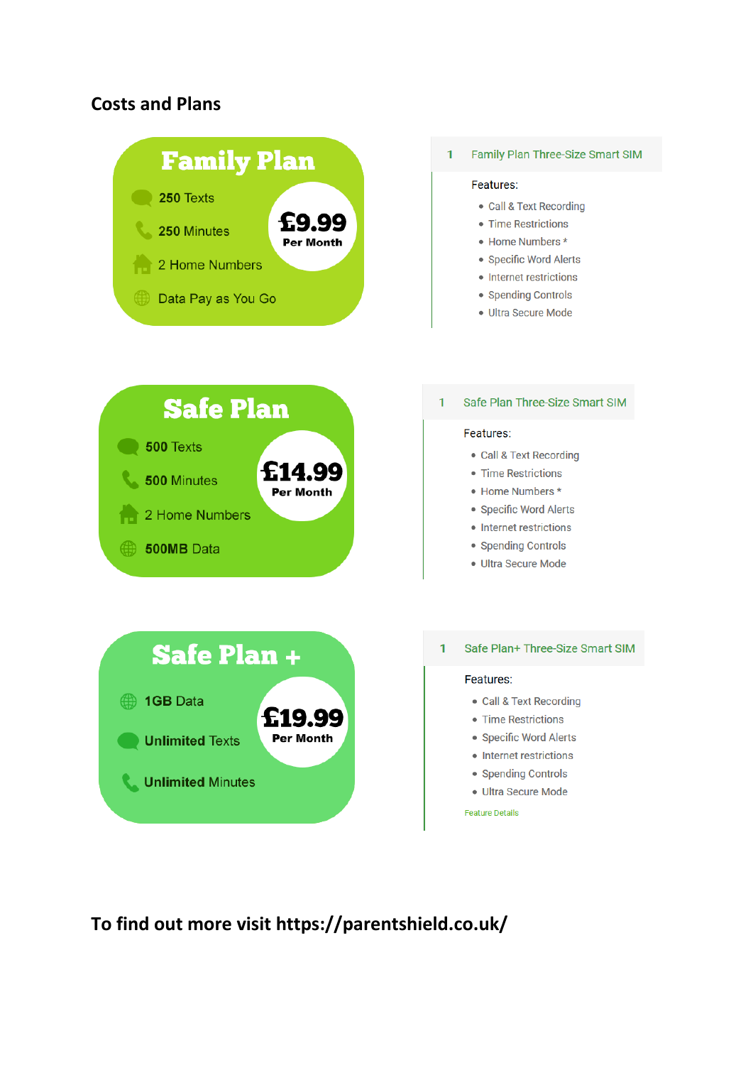## Costs and Plans

**Family Plan**

- 250 Texts
- 250 Minutes
- 2 Home Numbers
- Data Pay as You Go

**£9.99**
Per Month

1 Family Plan Three-Size Smart SIM

Features:

- Call & Text Recording
- Time Restrictions
- Home Numbers *
- Specific Word Alerts
- Internet restrictions
- Spending Controls
- Ultra Secure Mode

**Safe Plan**

- 500 Texts
- 500 Minutes
- 2 Home Numbers
- 500MB Data

**£14.99**
Per Month

1 Safe Plan Three-Size Smart SIM

Features:

- Call & Text Recording
- Time Restrictions
- Home Numbers *
- Specific Word Alerts
- Internet restrictions
- Spending Controls
- Ultra Secure Mode

**Safe Plan +**

- 1GB Data
- Unlimited Texts
- Unlimited Minutes

**£19.99**
Per Month

1 Safe Plan+ Three-Size Smart SIM

Features:

- Call & Text Recording
- Time Restrictions
- Specific Word Alerts
- Internet restrictions
- Spending Controls
- Ultra Secure Mode

Feature Details

**To find out more visit https://parentshield.co.uk/**